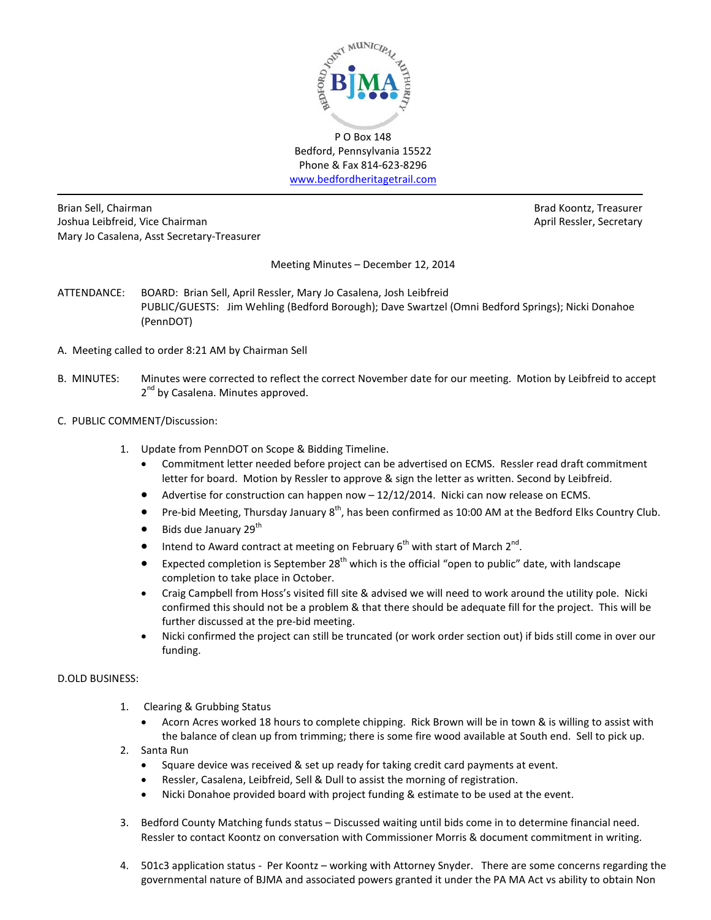BEDFORD JOINT MUNICIPAL AUTHORITY

BJMA

P O Box 148
Bedford, Pennsylvania 15522
Phone & Fax 814-623-8296
www.bedfordheritagetrail.com

---

Brian Sell, Chairman
Joshua Leibfreid, Vice Chairman
Mary Jo Casalena, Asst Secretary-Treasurer

Brad Koontz, Treasurer
April Ressler, Secretary

Meeting Minutes – December 12, 2014

ATTENDANCE: BOARD: Brian Sell, April Ressler, Mary Jo Casalena, Josh Leibfreid
PUBLIC/GUESTS: Jim Wehling (Bedford Borough); Dave Swartzel (Omni Bedford Springs); Nicki Donahoe (PennDOT)

A. Meeting called to order 8:21 AM by Chairman Sell

B. MINUTES: Minutes were corrected to reflect the correct November date for our meeting. Motion by Leibfreid to accept 2nd by Casalena. Minutes approved.

C. PUBLIC COMMENT/Discussion:

1. Update from PennDOT on Scope & Bidding Timeline.
   - Commitment letter needed before project can be advertised on ECMS. Ressler read draft commitment letter for board. Motion by Ressler to approve & sign the letter as written. Second by Leibfreid.
   - Advertise for construction can happen now – 12/12/2014. Nicki can now release on ECMS.
   - Pre-bid Meeting, Thursday January 8th, has been confirmed as 10:00 AM at the Bedford Elks Country Club.
   - Bids due January 29th
   - Intend to Award contract at meeting on February 6th with start of March 2nd.
   - Expected completion is September 28th which is the official "open to public" date, with landscape completion to take place in October.
   - Craig Campbell from Hoss's visited fill site & advised we will need to work around the utility pole. Nicki confirmed this should not be a problem & that there should be adequate fill for the project. This will be further discussed at the pre-bid meeting.
   - Nicki confirmed the project can still be truncated (or work order section out) if bids still come in over our funding.

D.OLD BUSINESS:

1. Clearing & Grubbing Status
   - Acorn Acres worked 18 hours to complete chipping. Rick Brown will be in town & is willing to assist with the balance of clean up from trimming; there is some fire wood available at South end. Sell to pick up.
2. Santa Run
   - Square device was received & set up ready for taking credit card payments at event.
   - Ressler, Casalena, Leibfreid, Sell & Dull to assist the morning of registration.
   - Nicki Donahoe provided board with project funding & estimate to be used at the event.
3. Bedford County Matching funds status – Discussed waiting until bids come in to determine financial need. Ressler to contact Koontz on conversation with Commissioner Morris & document commitment in writing.
4. 501c3 application status - Per Koontz – working with Attorney Snyder. There are some concerns regarding the governmental nature of BJMA and associated powers granted it under the PA MA Act vs ability to obtain Non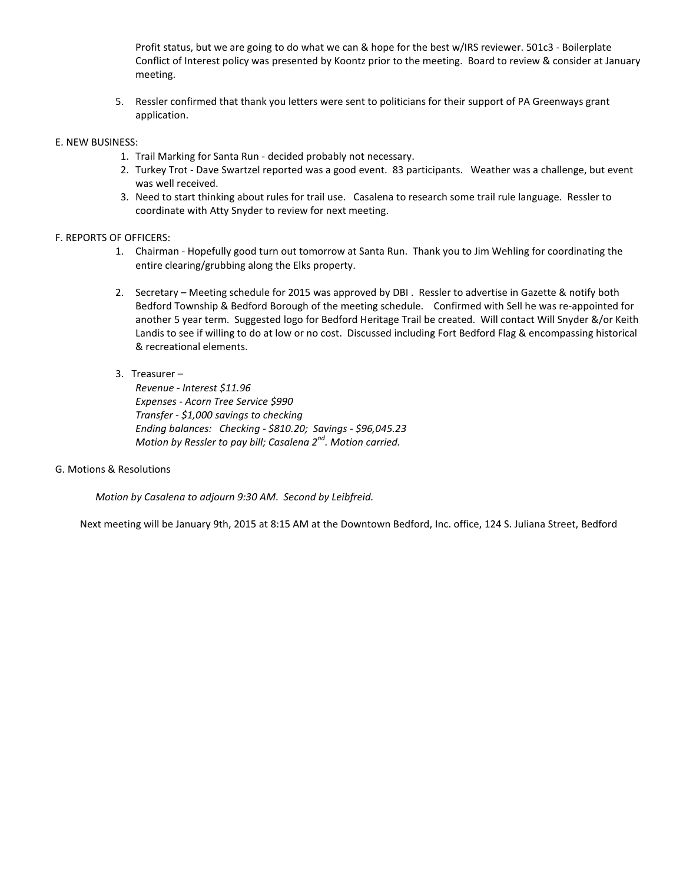Profit status, but we are going to do what we can & hope for the best w/IRS reviewer. 501c3 - Boilerplate Conflict of Interest policy was presented by Koontz prior to the meeting. Board to review & consider at January meeting.

5. Ressler confirmed that thank you letters were sent to politicians for their support of PA Greenways grant application.

E. NEW BUSINESS:

1. Trail Marking for Santa Run - decided probably not necessary.
2. Turkey Trot - Dave Swartzel reported was a good event. 83 participants. Weather was a challenge, but event was well received.
3. Need to start thinking about rules for trail use. Casalena to research some trail rule language. Ressler to coordinate with Atty Snyder to review for next meeting.

F. REPORTS OF OFFICERS:

1. Chairman - Hopefully good turn out tomorrow at Santa Run. Thank you to Jim Wehling for coordinating the entire clearing/grubbing along the Elks property.

2. Secretary – Meeting schedule for 2015 was approved by DBI . Ressler to advertise in Gazette & notify both Bedford Township & Bedford Borough of the meeting schedule. Confirmed with Sell he was re-appointed for another 5 year term. Suggested logo for Bedford Heritage Trail be created. Will contact Will Snyder &/or Keith Landis to see if willing to do at low or no cost. Discussed including Fort Bedford Flag & encompassing historical & recreational elements.

3. Treasurer –
   *Revenue - Interest $11.96*
   *Expenses - Acorn Tree Service $990*
   *Transfer - $1,000 savings to checking*
   *Ending balances: Checking - $810.20; Savings - $96,045.23*
   *Motion by Ressler to pay bill; Casalena 2nd. Motion carried.*

G. Motions & Resolutions

*Motion by Casalena to adjourn 9:30 AM. Second by Leibfreid.*

Next meeting will be January 9th, 2015 at 8:15 AM at the Downtown Bedford, Inc. office, 124 S. Juliana Street, Bedford